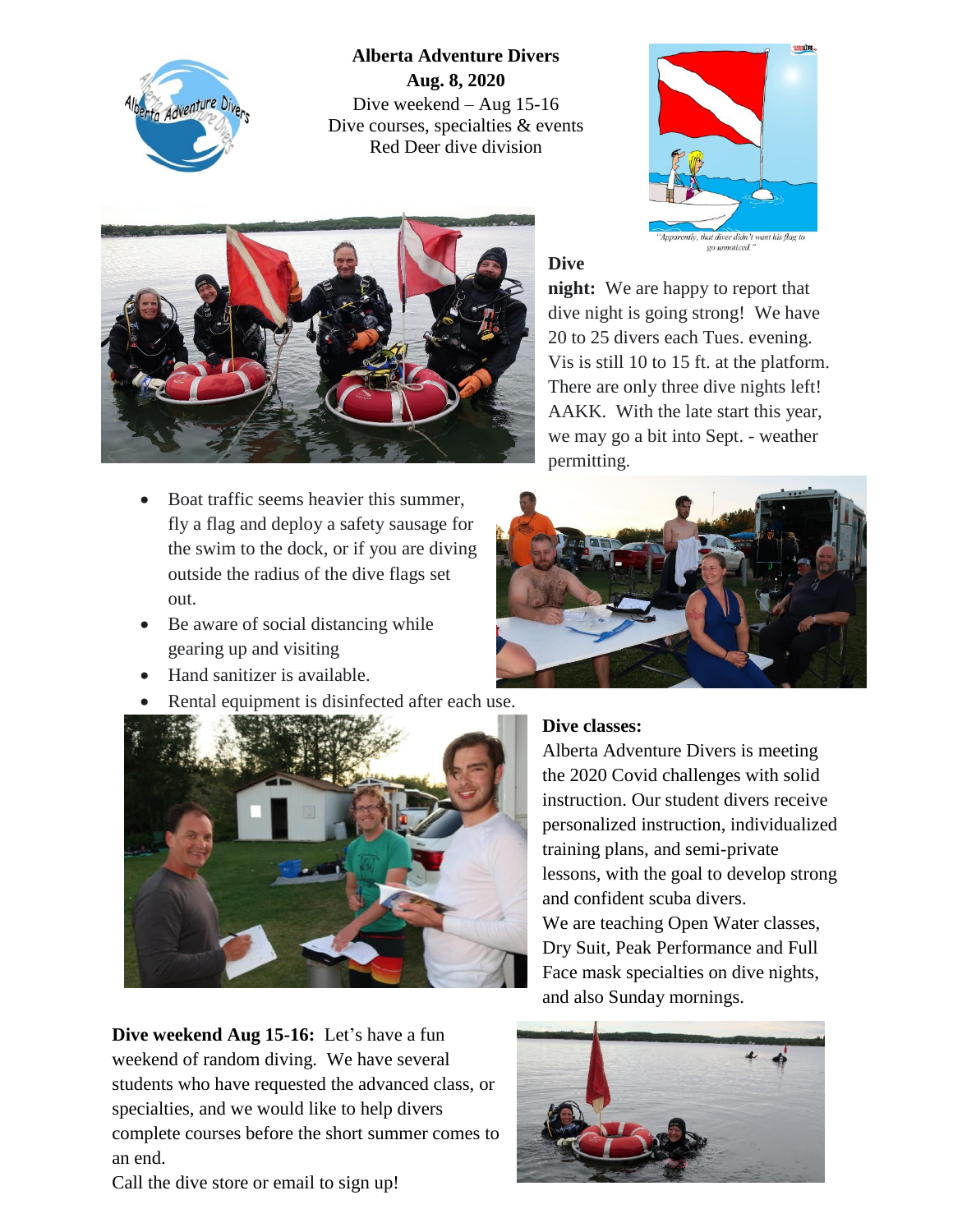**Alberta Adventure Divers**
**Aug. 8, 2020**
Dive weekend – Aug 15-16
Dive courses, specialties & events
Red Deer dive division

"Apparently, that diver didn't want his flag to go unnoticed."

**Dive night:** We are happy to report that dive night is going strong! We have 20 to 25 divers each Tues. evening. Vis is still 10 to 15 ft. at the platform. There are only three dive nights left! AAKK. With the late start this year, we may go a bit into Sept. - weather permitting.

- Boat traffic seems heavier this summer, fly a flag and deploy a safety sausage for the swim to the dock, or if you are diving outside the radius of the dive flags set out.
- Be aware of social distancing while gearing up and visiting
- Hand sanitizer is available.
- Rental equipment is disinfected after each use.

**Dive classes:**
Alberta Adventure Divers is meeting the 2020 Covid challenges with solid instruction. Our student divers receive personalized instruction, individualized training plans, and semi-private lessons, with the goal to develop strong and confident scuba divers.
We are teaching Open Water classes, Dry Suit, Peak Performance and Full Face mask specialties on dive nights, and also Sunday mornings.

**Dive weekend Aug 15-16:** Let's have a fun weekend of random diving. We have several students who have requested the advanced class, or specialties, and we would like to help divers complete courses before the short summer comes to an end.
Call the dive store or email to sign up!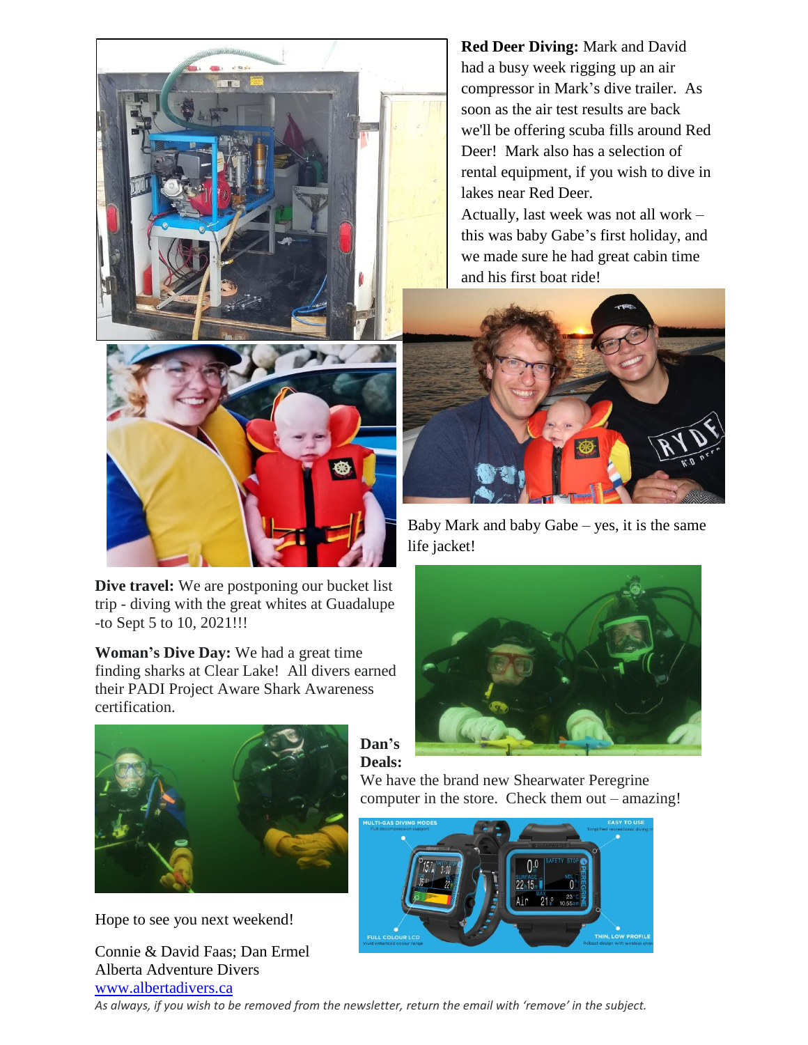**Red Deer Diving:** Mark and David had a busy week rigging up an air compressor in Mark's dive trailer. As soon as the air test results are back we'll be offering scuba fills around Red Deer! Mark also has a selection of rental equipment, if you wish to dive in lakes near Red Deer.

Actually, last week was not all work – this was baby Gabe's first holiday, and we made sure he had great cabin time and his first boat ride!

Baby Mark and baby Gabe – yes, it is the same life jacket!

**Dive travel:** We are postponing our bucket list trip - diving with the great whites at Guadalupe -to Sept 5 to 10, 2021!!!

**Woman's Dive Day:** We had a great time finding sharks at Clear Lake! All divers earned their PADI Project Aware Shark Awareness certification.

**Dan's Deals:**

We have the brand new Shearwater Peregrine computer in the store. Check them out – amazing!

Hope to see you next weekend!

Connie & David Faas; Dan Ermel
Alberta Adventure Divers
[www.albertadivers.ca](http://www.albertadivers.ca)

*As always, if you wish to be removed from the newsletter, return the email with 'remove' in the subject.*